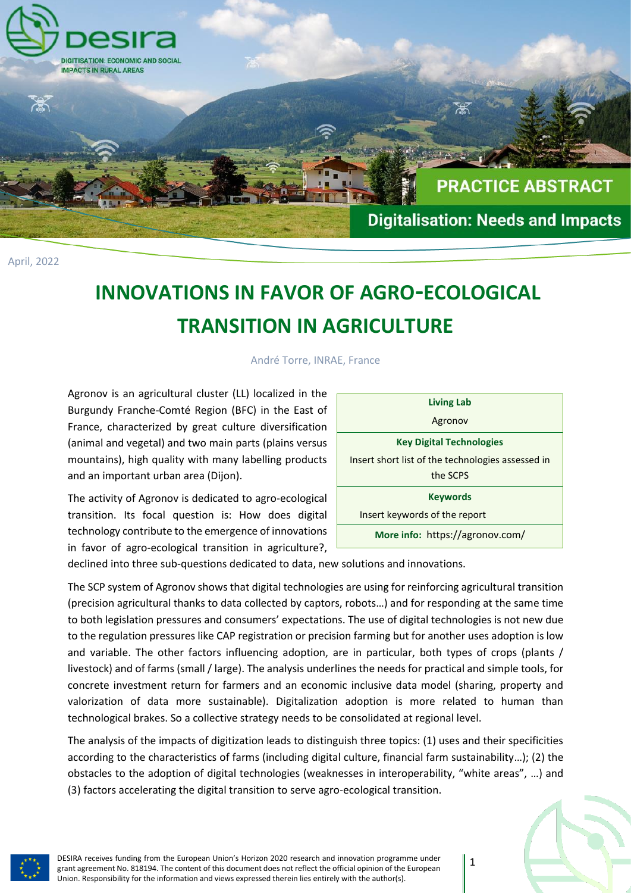DESIRA

DIGITISATION: ECONOMIC AND SOCIAL IMPACTS IN RURAL AREAS

PRACTICE ABSTRACT

Digitalisation: Needs and Impacts

April, 2022

# INNOVATIONS IN FAVOR OF AGRO-ECOLOGICAL TRANSITION IN AGRICULTURE

André Torre, INRAE, France

| **Living Lab** |
|---|
| Agronov |
| **Key Digital Technologies** |
| Insert short list of the technologies assessed in the SCPS |
| **Keywords** |
| Insert keywords of the report |
| **More info:** https://agronov.com/ |

Agronov is an agricultural cluster (LL) localized in the Burgundy Franche-Comté Region (BFC) in the East of France, characterized by great culture diversification (animal and vegetal) and two main parts (plains versus mountains), high quality with many labelling products and an important urban area (Dijon).

The activity of Agronov is dedicated to agro-ecological transition. Its focal question is: How does digital technology contribute to the emergence of innovations in favor of agro-ecological transition in agriculture?, declined into three sub-questions dedicated to data, new solutions and innovations.

The SCP system of Agronov shows that digital technologies are using for reinforcing agricultural transition (precision agricultural thanks to data collected by captors, robots…) and for responding at the same time to both legislation pressures and consumers' expectations. The use of digital technologies is not new due to the regulation pressures like CAP registration or precision farming but for another uses adoption is low and variable. The other factors influencing adoption, are in particular, both types of crops (plants / livestock) and of farms (small / large). The analysis underlines the needs for practical and simple tools, for concrete investment return for farmers and an economic inclusive data model (sharing, property and valorization of data more sustainable). Digitalization adoption is more related to human than technological brakes. So a collective strategy needs to be consolidated at regional level.

The analysis of the impacts of digitization leads to distinguish three topics: (1) uses and their specificities according to the characteristics of farms (including digital culture, financial farm sustainability…); (2) the obstacles to the adoption of digital technologies (weaknesses in interoperability, "white areas", …) and (3) factors accelerating the digital transition to serve agro-ecological transition.

DESIRA receives funding from the European Union's Horizon 2020 research and innovation programme under grant agreement No. 818194. The content of this document does not reflect the official opinion of the European Union. Responsibility for the information and views expressed therein lies entirely with the author(s).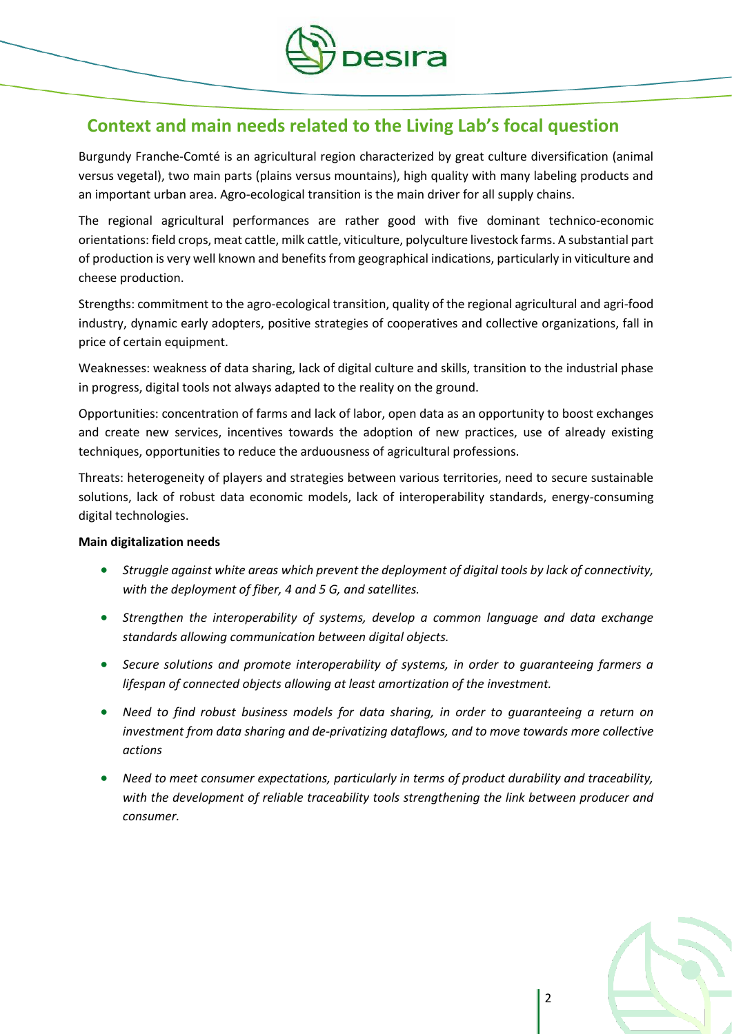## Context and main needs related to the Living Lab's focal question

Burgundy Franche-Comté is an agricultural region characterized by great culture diversification (animal versus vegetal), two main parts (plains versus mountains), high quality with many labeling products and an important urban area. Agro-ecological transition is the main driver for all supply chains.

The regional agricultural performances are rather good with five dominant technico-economic orientations: field crops, meat cattle, milk cattle, viticulture, polyculture livestock farms. A substantial part of production is very well known and benefits from geographical indications, particularly in viticulture and cheese production.

Strengths: commitment to the agro-ecological transition, quality of the regional agricultural and agri-food industry, dynamic early adopters, positive strategies of cooperatives and collective organizations, fall in price of certain equipment.

Weaknesses: weakness of data sharing, lack of digital culture and skills, transition to the industrial phase in progress, digital tools not always adapted to the reality on the ground.

Opportunities: concentration of farms and lack of labor, open data as an opportunity to boost exchanges and create new services, incentives towards the adoption of new practices, use of already existing techniques, opportunities to reduce the arduousness of agricultural professions.

Threats: heterogeneity of players and strategies between various territories, need to secure sustainable solutions, lack of robust data economic models, lack of interoperability standards, energy-consuming digital technologies.

**Main digitalization needs**

- *Struggle against white areas which prevent the deployment of digital tools by lack of connectivity, with the deployment of fiber, 4 and 5 G, and satellites.*
- *Strengthen the interoperability of systems, develop a common language and data exchange standards allowing communication between digital objects.*
- *Secure solutions and promote interoperability of systems, in order to guaranteeing farmers a lifespan of connected objects allowing at least amortization of the investment.*
- *Need to find robust business models for data sharing, in order to guaranteeing a return on investment from data sharing and de-privatizing dataflows, and to move towards more collective actions*
- *Need to meet consumer expectations, particularly in terms of product durability and traceability, with the development of reliable traceability tools strengthening the link between producer and consumer.*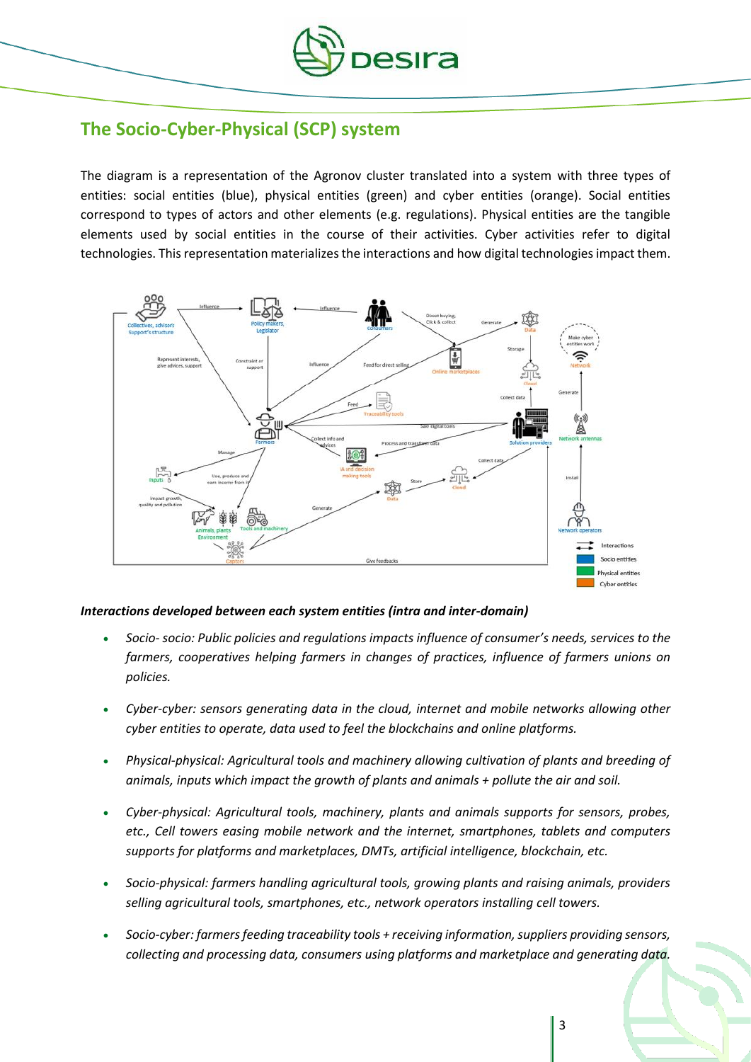## The Socio-Cyber-Physical (SCP) system

The diagram is a representation of the Agronov cluster translated into a system with three types of entities: social entities (blue), physical entities (green) and cyber entities (orange). Social entities correspond to types of actors and other elements (e.g. regulations). Physical entities are the tangible elements used by social entities in the course of their activities. Cyber activities refer to digital technologies. This representation materializes the interactions and how digital technologies impact them.

***Interactions developed between each system entities (intra and inter-domain)***

- *Socio- socio: Public policies and regulations impacts influence of consumer's needs, services to the farmers, cooperatives helping farmers in changes of practices, influence of farmers unions on policies.*
- *Cyber-cyber: sensors generating data in the cloud, internet and mobile networks allowing other cyber entities to operate, data used to feel the blockchains and online platforms.*
- *Physical-physical: Agricultural tools and machinery allowing cultivation of plants and breeding of animals, inputs which impact the growth of plants and animals + pollute the air and soil.*
- *Cyber-physical: Agricultural tools, machinery, plants and animals supports for sensors, probes, etc., Cell towers easing mobile network and the internet, smartphones, tablets and computers supports for platforms and marketplaces, DMTs, artificial intelligence, blockchain, etc.*
- *Socio-physical: farmers handling agricultural tools, growing plants and raising animals, providers selling agricultural tools, smartphones, etc., network operators installing cell towers.*
- *Socio-cyber: farmers feeding traceability tools + receiving information, suppliers providing sensors, collecting and processing data, consumers using platforms and marketplace and generating data.*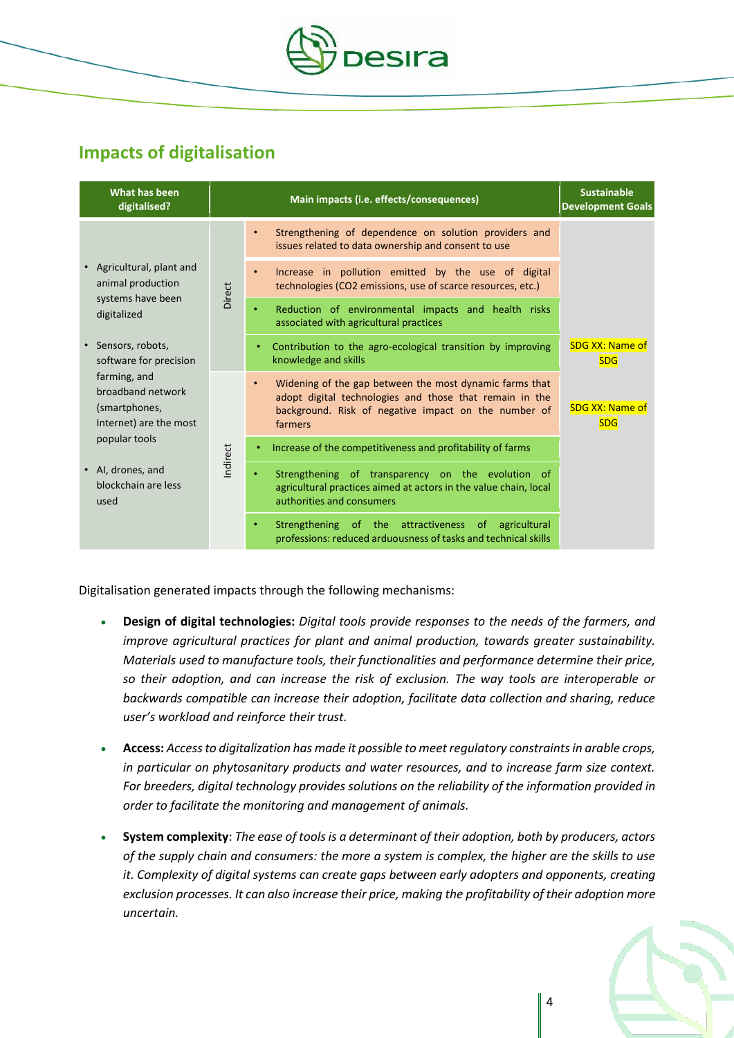## Impacts of digitalisation

| What has been digitalised? | | Main impacts (i.e. effects/consequences) | Sustainable Development Goals |
|---|---|---|---|
| • Agricultural, plant and animal production systems have been digitalized<br>• Sensors, robots, software for precision farming, and broadband network (smartphones, Internet) are the most popular tools<br>• AI, drones, and blockchain are less used | Direct | • Strengthening of dependence on solution providers and issues related to data ownership and consent to use | SDG XX: Name of SDG<br><br>SDG XX: Name of SDG |
| | | • Increase in pollution emitted by the use of digital technologies (CO2 emissions, use of scarce resources, etc.) | |
| | | • Reduction of environmental impacts and health risks associated with agricultural practices | |
| | | • Contribution to the agro-ecological transition by improving knowledge and skills | |
| | Indirect | • Widening of the gap between the most dynamic farms that adopt digital technologies and those that remain in the background. Risk of negative impact on the number of farmers | |
| | | • Increase of the competitiveness and profitability of farms | |
| | | • Strengthening of transparency on the evolution of agricultural practices aimed at actors in the value chain, local authorities and consumers | |
| | | • Strengthening of the attractiveness of agricultural professions: reduced arduousness of tasks and technical skills | |

Digitalisation generated impacts through the following mechanisms:

- **Design of digital technologies:** *Digital tools provide responses to the needs of the farmers, and improve agricultural practices for plant and animal production, towards greater sustainability. Materials used to manufacture tools, their functionalities and performance determine their price, so their adoption, and can increase the risk of exclusion. The way tools are interoperable or backwards compatible can increase their adoption, facilitate data collection and sharing, reduce user's workload and reinforce their trust.*
- **Access:** *Access to digitalization has made it possible to meet regulatory constraints in arable crops, in particular on phytosanitary products and water resources, and to increase farm size context. For breeders, digital technology provides solutions on the reliability of the information provided in order to facilitate the monitoring and management of animals.*
- **System complexity**: *The ease of tools is a determinant of their adoption, both by producers, actors of the supply chain and consumers: the more a system is complex, the higher are the skills to use it. Complexity of digital systems can create gaps between early adopters and opponents, creating exclusion processes. It can also increase their price, making the profitability of their adoption more uncertain.*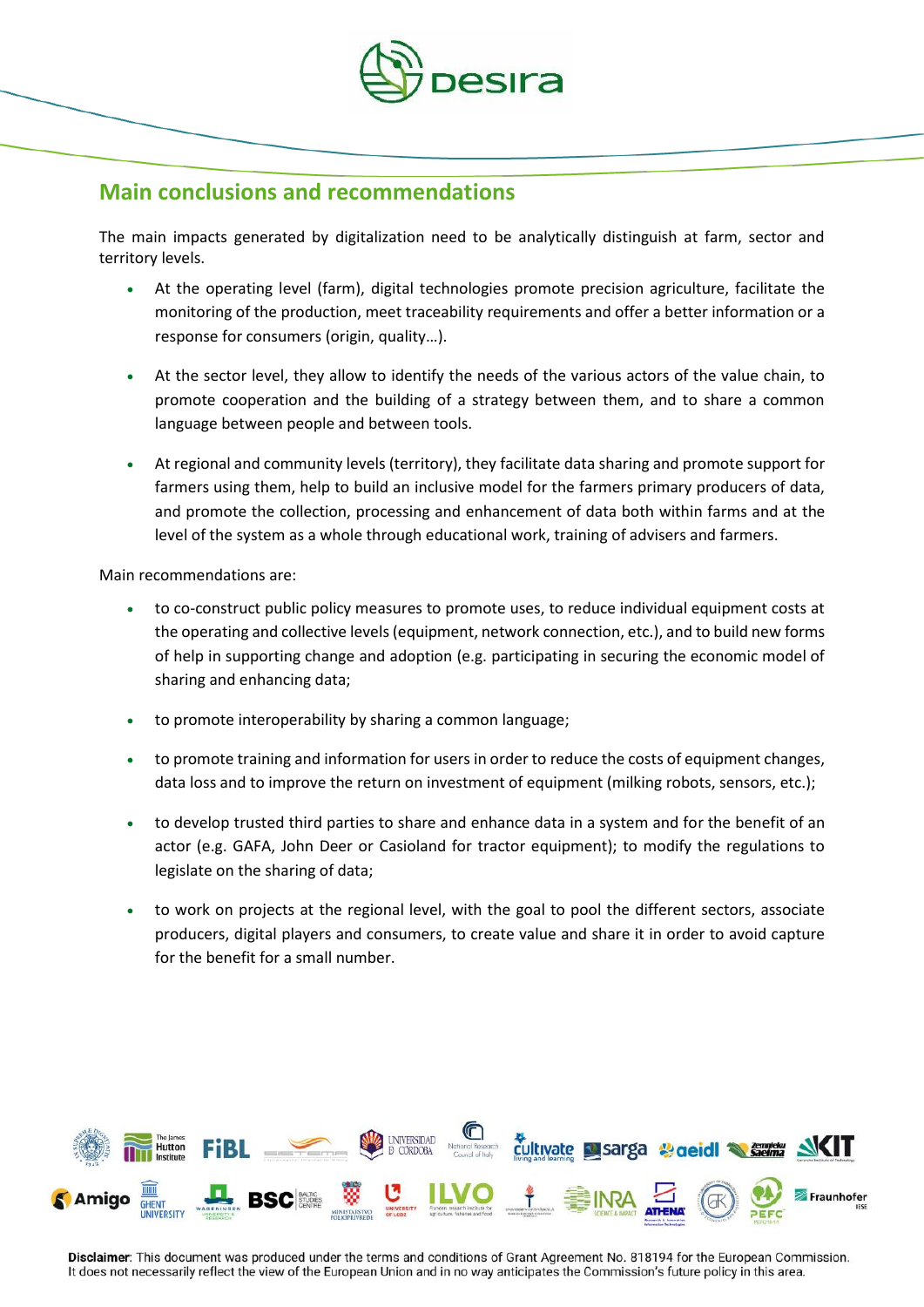## Main conclusions and recommendations

The main impacts generated by digitalization need to be analytically distinguish at farm, sector and territory levels.

- At the operating level (farm), digital technologies promote precision agriculture, facilitate the monitoring of the production, meet traceability requirements and offer a better information or a response for consumers (origin, quality…).
- At the sector level, they allow to identify the needs of the various actors of the value chain, to promote cooperation and the building of a strategy between them, and to share a common language between people and between tools.
- At regional and community levels (territory), they facilitate data sharing and promote support for farmers using them, help to build an inclusive model for the farmers primary producers of data, and promote the collection, processing and enhancement of data both within farms and at the level of the system as a whole through educational work, training of advisers and farmers.

Main recommendations are:

- to co-construct public policy measures to promote uses, to reduce individual equipment costs at the operating and collective levels (equipment, network connection, etc.), and to build new forms of help in supporting change and adoption (e.g. participating in securing the economic model of sharing and enhancing data;
- to promote interoperability by sharing a common language;
- to promote training and information for users in order to reduce the costs of equipment changes, data loss and to improve the return on investment of equipment (milking robots, sensors, etc.);
- to develop trusted third parties to share and enhance data in a system and for the benefit of an actor (e.g. GAFA, John Deer or Casioland for tractor equipment); to modify the regulations to legislate on the sharing of data;
- to work on projects at the regional level, with the goal to pool the different sectors, associate producers, digital players and consumers, to create value and share it in order to avoid capture for the benefit for a small number.

**Disclaimer**: This document was produced under the terms and conditions of Grant Agreement No. 818194 for the European Commission. It does not necessarily reflect the view of the European Union and in no way anticipates the Commission's future policy in this area.